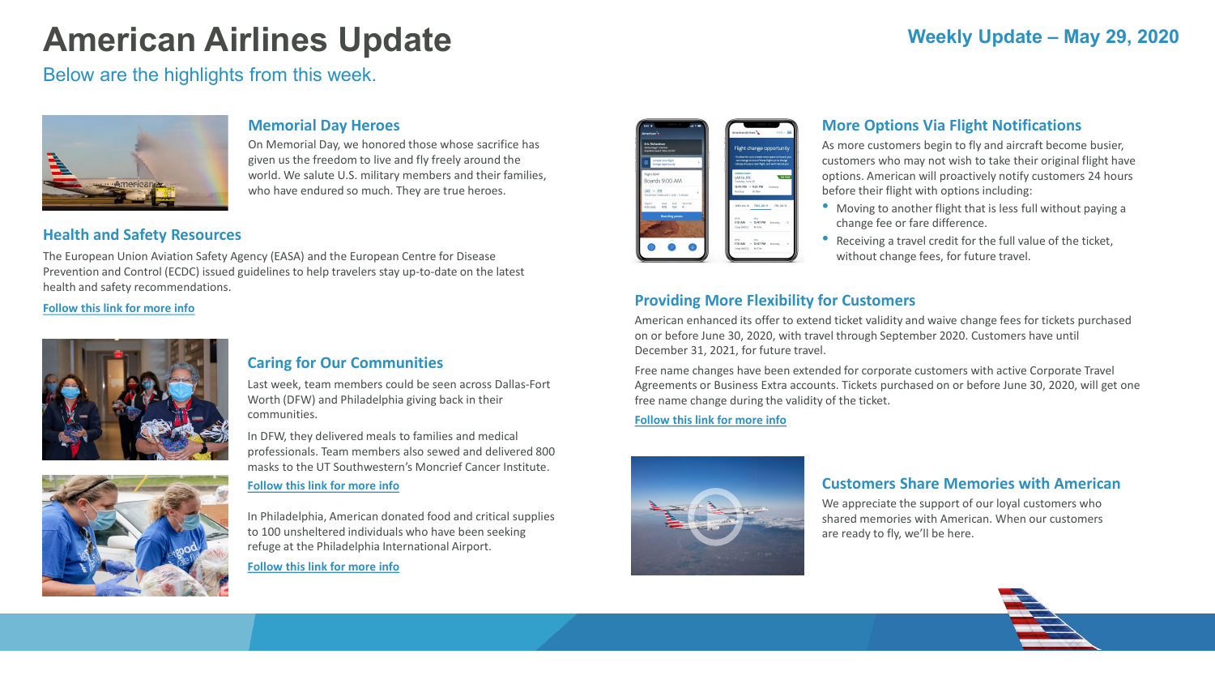# American Airlines Update

**Weekly Update – May 29, 2020**

Below are the highlights from this week.

### Memorial Day Heroes

On Memorial Day, we honored those whose sacrifice has given us the freedom to live and fly freely around the world. We salute U.S. military members and their families, who have endured so much. They are true heroes.

### Health and Safety Resources

The European Union Aviation Safety Agency (EASA) and the European Centre for Disease Prevention and Control (ECDC) issued guidelines to help travelers stay up-to-date on the latest health and safety recommendations.

Follow this link for more info

### Caring for Our Communities

Last week, team members could be seen across Dallas-Fort Worth (DFW) and Philadelphia giving back in their communities.

In DFW, they delivered meals to families and medical professionals. Team members also sewed and delivered 800 masks to the UT Southwestern's Moncrief Cancer Institute.

Follow this link for more info

In Philadelphia, American donated food and critical supplies to 100 unsheltered individuals who have been seeking refuge at the Philadelphia International Airport.

Follow this link for more info

### More Options Via Flight Notifications

As more customers begin to fly and aircraft become busier, customers who may not wish to take their original flight have options. American will proactively notify customers 24 hours before their flight with options including:

- Moving to another flight that is less full without paying a change fee or fare difference.
- Receiving a travel credit for the full value of the ticket, without change fees, for future travel.

### Providing More Flexibility for Customers

American enhanced its offer to extend ticket validity and waive change fees for tickets purchased on or before June 30, 2020, with travel through September 2020. Customers have until December 31, 2021, for future travel.

Free name changes have been extended for corporate customers with active Corporate Travel Agreements or Business Extra accounts. Tickets purchased on or before June 30, 2020, will get one free name change during the validity of the ticket.

Follow this link for more info

### Customers Share Memories with American

We appreciate the support of our loyal customers who shared memories with American. When our customers are ready to fly, we'll be here.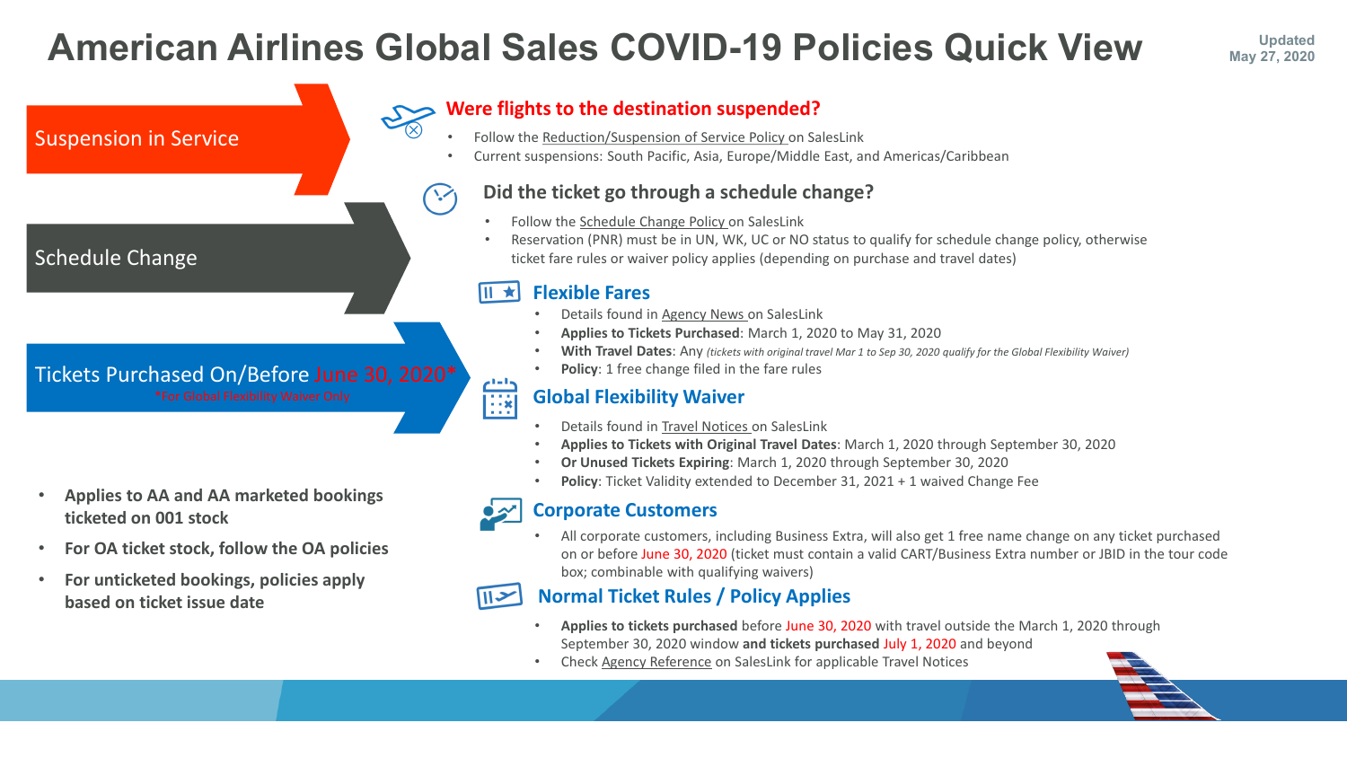# American Airlines Global Sales COVID-19 Policies Quick View

Updated May 27, 2020

## Suspension in Service

### Were flights to the destination suspended?

- Follow the Reduction/Suspension of Service Policy on SalesLink
- Current suspensions: South Pacific, Asia, Europe/Middle East, and Americas/Caribbean

## Schedule Change

### Did the ticket go through a schedule change?

- Follow the Schedule Change Policy on SalesLink
- Reservation (PNR) must be in UN, WK, UC or NO status to qualify for schedule change policy, otherwise ticket fare rules or waiver policy applies (depending on purchase and travel dates)

## Tickets Purchased On/Before June 30, 2020*

*For Global Flexibility Waiver Only

- Applies to AA and AA marketed bookings ticketed on 001 stock
- For OA ticket stock, follow the OA policies
- For unticketed bookings, policies apply based on ticket issue date

### Flexible Fares

- Details found in Agency News on SalesLink
- **Applies to Tickets Purchased**: March 1, 2020 to May 31, 2020
- **With Travel Dates**: Any *(tickets with original travel Mar 1 to Sep 30, 2020 qualify for the Global Flexibility Waiver)*
- **Policy**: 1 free change filed in the fare rules

### Global Flexibility Waiver

- Details found in Travel Notices on SalesLink
- **Applies to Tickets with Original Travel Dates**: March 1, 2020 through September 30, 2020
- **Or Unused Tickets Expiring**: March 1, 2020 through September 30, 2020
- **Policy**: Ticket Validity extended to December 31, 2021 + 1 waived Change Fee

### Corporate Customers

- All corporate customers, including Business Extra, will also get 1 free name change on any ticket purchased on or before June 30, 2020 (ticket must contain a valid CART/Business Extra number or JBID in the tour code box; combinable with qualifying waivers)

### Normal Ticket Rules / Policy Applies

- **Applies to tickets purchased** before June 30, 2020 with travel outside the March 1, 2020 through September 30, 2020 window **and tickets purchased** July 1, 2020 and beyond
- Check Agency Reference on SalesLink for applicable Travel Notices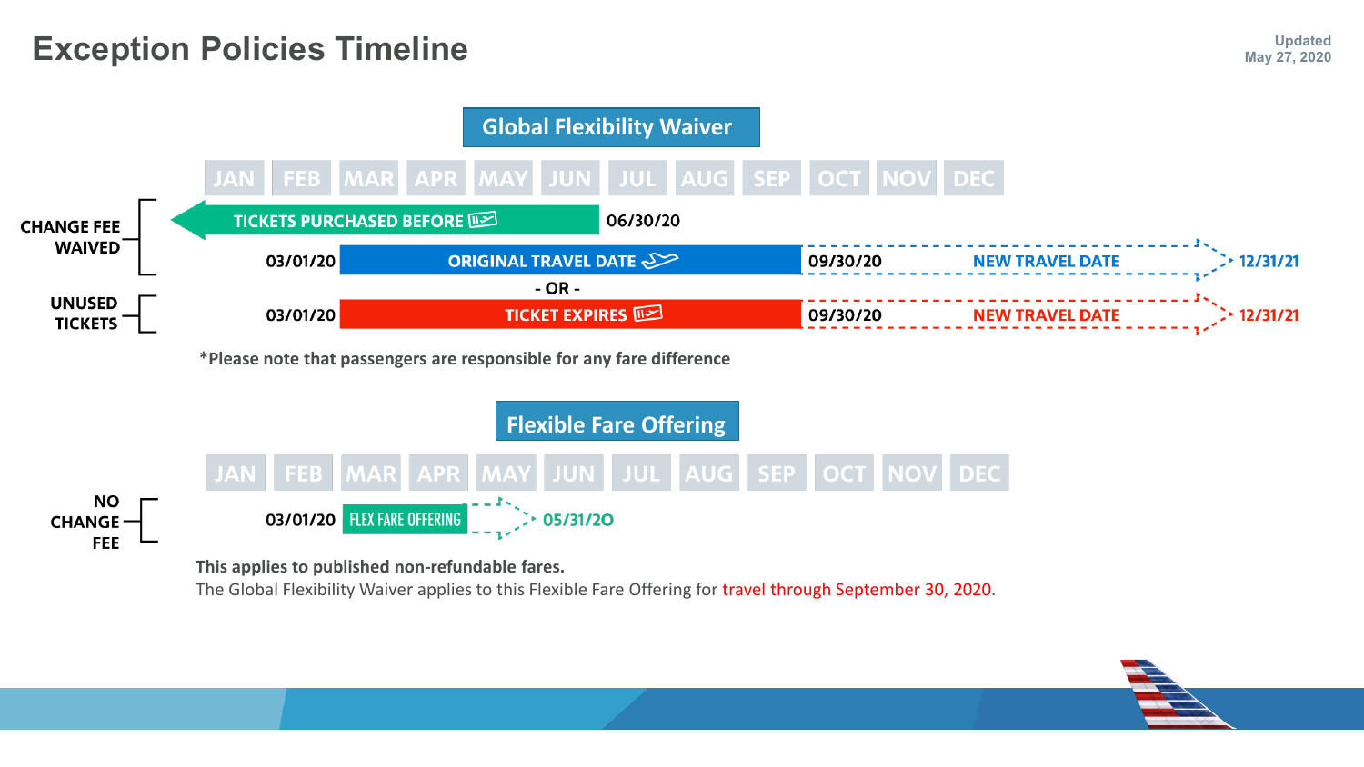# Exception Policies Timeline

Updated
May 27, 2020

## Global Flexibility Waiver

JAN FEB MAR APR MAY JUN JUL AUG SEP OCT NOV DEC

CHANGE FEE WAIVED

TICKETS PURCHASED BEFORE 06/30/20

03/01/20 ORIGINAL TRAVEL DATE 09/30/20 NEW TRAVEL DATE 12/31/21

- OR -

UNUSED TICKETS

03/01/20 TICKET EXPIRES 09/30/20 NEW TRAVEL DATE 12/31/21

*Please note that passengers are responsible for any fare difference

## Flexible Fare Offering

JAN FEB MAR APR MAY JUN JUL AUG SEP OCT NOV DEC

NO CHANGE FEE

03/01/20 FLEX FARE OFFERING 05/31/20

**This applies to published non-refundable fares.**

The Global Flexibility Waiver applies to this Flexible Fare Offering for travel through September 30, 2020.